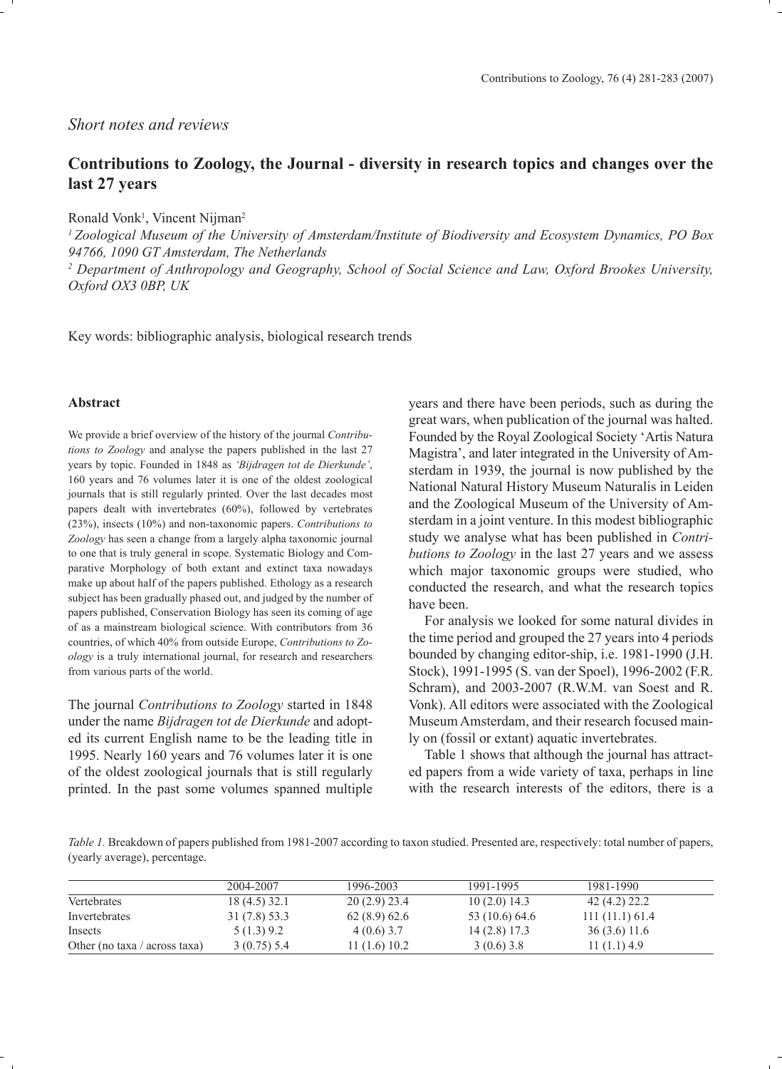*Short notes and reviews*

# Contributions to Zoology, the Journal - diversity in research topics and changes over the last 27 years

Ronald Vonk[1], Vincent Nijman[2]

[1] *Zoological Museum of the University of Amsterdam/Institute of Biodiversity and Ecosystem Dynamics, PO Box 94766, 1090 GT Amsterdam, The Netherlands*

[2] *Department of Anthropology and Geography, School of Social Science and Law, Oxford Brookes University, Oxford OX3 0BP, UK*

Key words: bibliographic analysis, biological research trends

## Abstract

We provide a brief overview of the history of the journal *Contributions to Zoology* and analyse the papers published in the last 27 years by topic. Founded in 1848 as *'Bijdragen tot de Dierkunde'*, 160 years and 76 volumes later it is one of the oldest zoological journals that is still regularly printed. Over the last decades most papers dealt with invertebrates (60%), followed by vertebrates (23%), insects (10%) and non-taxonomic papers. *Contributions to Zoology* has seen a change from a largely alpha taxonomic journal to one that is truly general in scope. Systematic Biology and Comparative Morphology of both extant and extinct taxa nowadays make up about half of the papers published. Ethology as a research subject has been gradually phased out, and judged by the number of papers published, Conservation Biology has seen its coming of age of as a mainstream biological science. With contributors from 36 countries, of which 40% from outside Europe, *Contributions to Zoology* is a truly international journal, for research and researchers from various parts of the world.

The journal *Contributions to Zoology* started in 1848 under the name *Bijdragen tot de Dierkunde* and adopted its current English name to be the leading title in 1995. Nearly 160 years and 76 volumes later it is one of the oldest zoological journals that is still regularly printed. In the past some volumes spanned multiple years and there have been periods, such as during the great wars, when publication of the journal was halted. Founded by the Royal Zoological Society 'Artis Natura Magistra', and later integrated in the University of Amsterdam in 1939, the journal is now published by the National Natural History Museum Naturalis in Leiden and the Zoological Museum of the University of Amsterdam in a joint venture. In this modest bibliographic study we analyse what has been published in *Contributions to Zoology* in the last 27 years and we assess which major taxonomic groups were studied, who conducted the research, and what the research topics have been.

For analysis we looked for some natural divides in the time period and grouped the 27 years into 4 periods bounded by changing editor-ship, i.e. 1981-1990 (J.H. Stock), 1991-1995 (S. van der Spoel), 1996-2002 (F.R. Schram), and 2003-2007 (R.W.M. van Soest and R. Vonk). All editors were associated with the Zoological Museum Amsterdam, and their research focused mainly on (fossil or extant) aquatic invertebrates.

Table 1 shows that although the journal has attracted papers from a wide variety of taxa, perhaps in line with the research interests of the editors, there is a

*Table 1.* Breakdown of papers published from 1981-2007 according to taxon studied. Presented are, respectively: total number of papers, (yearly average), percentage.

| | 2004-2007 | 1996-2003 | 1991-1995 | 1981-1990 |
|---|---|---|---|---|
| Vertebrates | 18 (4.5) 32.1 | 20 (2.9) 23.4 | 10 (2.0) 14.3 | 42 (4.2) 22.2 |
| Invertebrates | 31 (7.8) 53.3 | 62 (8.9) 62.6 | 53 (10.6) 64.6 | 111 (11.1) 61.4 |
| Insects | 5 (1.3) 9.2 | 4 (0.6) 3.7 | 14 (2.8) 17.3 | 36 (3.6) 11.6 |
| Other (no taxa / across taxa) | 3 (0.75) 5.4 | 11 (1.6) 10.2 | 3 (0.6) 3.8 | 11 (1.1) 4.9 |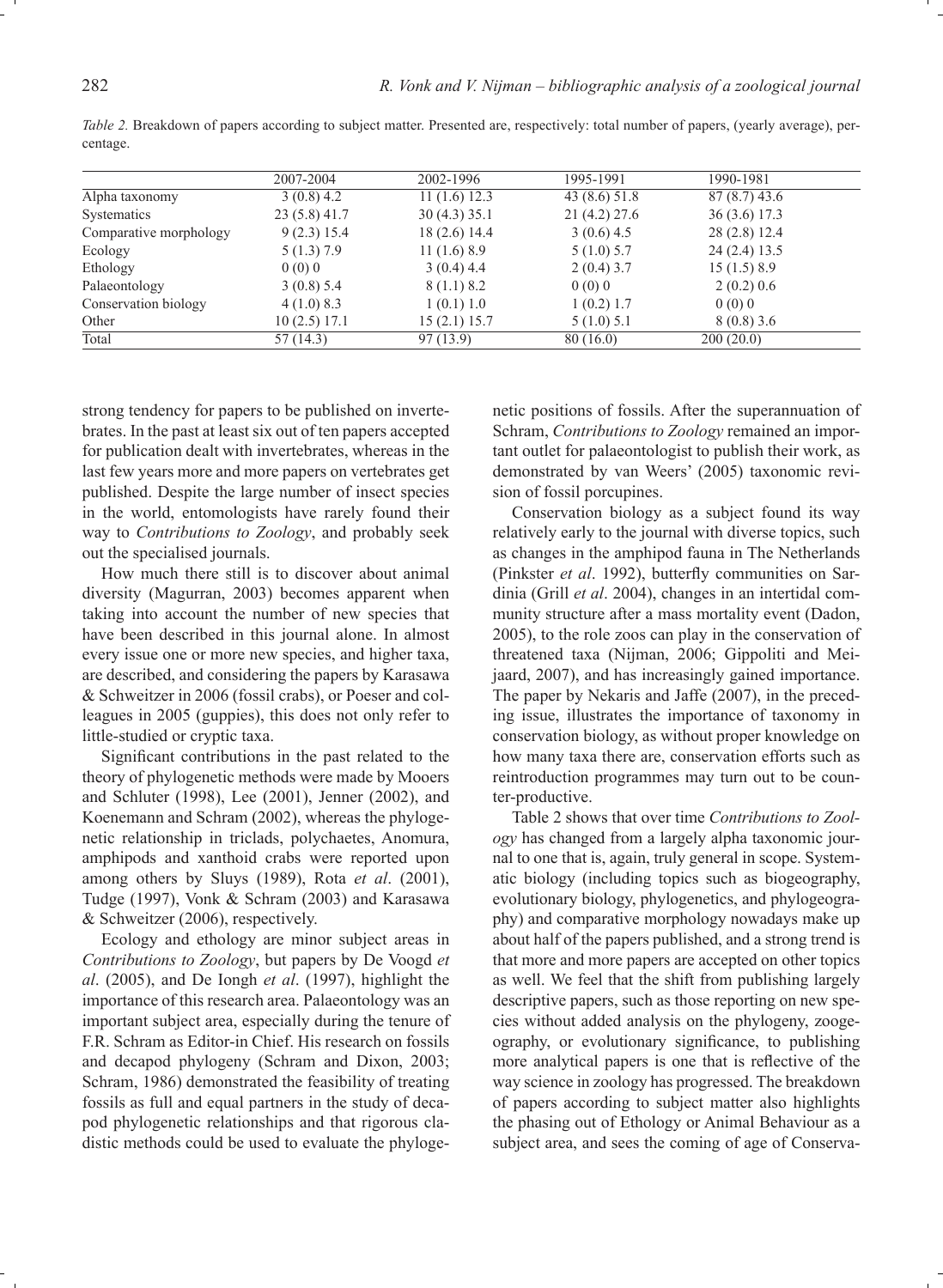*Table 2.* Breakdown of papers according to subject matter. Presented are, respectively: total number of papers, (yearly average), percentage.

| | 2007-2004 | 2002-1996 | 1995-1991 | 1990-1981 |
|---|---|---|---|---|
| Alpha taxonomy | 3 (0.8) 4.2 | 11 (1.6) 12.3 | 43 (8.6) 51.8 | 87 (8.7) 43.6 |
| Systematics | 23 (5.8) 41.7 | 30 (4.3) 35.1 | 21 (4.2) 27.6 | 36 (3.6) 17.3 |
| Comparative morphology | 9 (2.3) 15.4 | 18 (2.6) 14.4 | 3 (0.6) 4.5 | 28 (2.8) 12.4 |
| Ecology | 5 (1.3) 7.9 | 11 (1.6) 8.9 | 5 (1.0) 5.7 | 24 (2.4) 13.5 |
| Ethology | 0 (0) 0 | 3 (0.4) 4.4 | 2 (0.4) 3.7 | 15 (1.5) 8.9 |
| Palaeontology | 3 (0.8) 5.4 | 8 (1.1) 8.2 | 0 (0) 0 | 2 (0.2) 0.6 |
| Conservation biology | 4 (1.0) 8.3 | 1 (0.1) 1.0 | 1 (0.2) 1.7 | 0 (0) 0 |
| Other | 10 (2.5) 17.1 | 15 (2.1) 15.7 | 5 (1.0) 5.1 | 8 (0.8) 3.6 |
| Total | 57 (14.3) | 97 (13.9) | 80 (16.0) | 200 (20.0) |

strong tendency for papers to be published on invertebrates. In the past at least six out of ten papers accepted for publication dealt with invertebrates, whereas in the last few years more and more papers on vertebrates get published. Despite the large number of insect species in the world, entomologists have rarely found their way to *Contributions to Zoology*, and probably seek out the specialised journals.

How much there still is to discover about animal diversity (Magurran, 2003) becomes apparent when taking into account the number of new species that have been described in this journal alone. In almost every issue one or more new species, and higher taxa, are described, and considering the papers by Karasawa & Schweitzer in 2006 (fossil crabs), or Poeser and colleagues in 2005 (guppies), this does not only refer to little-studied or cryptic taxa.

Significant contributions in the past related to the theory of phylogenetic methods were made by Mooers and Schluter (1998), Lee (2001), Jenner (2002), and Koenemann and Schram (2002), whereas the phylogenetic relationship in triclads, polychaetes, Anomura, amphipods and xanthoid crabs were reported upon among others by Sluys (1989), Rota *et al*. (2001), Tudge (1997), Vonk & Schram (2003) and Karasawa & Schweitzer (2006), respectively.

Ecology and ethology are minor subject areas in *Contributions to Zoology*, but papers by De Voogd *et al*. (2005), and De Iongh *et al*. (1997), highlight the importance of this research area. Palaeontology was an important subject area, especially during the tenure of F.R. Schram as Editor-in Chief. His research on fossils and decapod phylogeny (Schram and Dixon, 2003; Schram, 1986) demonstrated the feasibility of treating fossils as full and equal partners in the study of decapod phylogenetic relationships and that rigorous cladistic methods could be used to evaluate the phylogenetic positions of fossils. After the superannuation of Schram, *Contributions to Zoology* remained an important outlet for palaeontologist to publish their work, as demonstrated by van Weers' (2005) taxonomic revision of fossil porcupines.

Conservation biology as a subject found its way relatively early to the journal with diverse topics, such as changes in the amphipod fauna in The Netherlands (Pinkster *et al*. 1992), butterfly communities on Sardinia (Grill *et al*. 2004), changes in an intertidal community structure after a mass mortality event (Dadon, 2005), to the role zoos can play in the conservation of threatened taxa (Nijman, 2006; Gippoliti and Meijaard, 2007), and has increasingly gained importance. The paper by Nekaris and Jaffe (2007), in the preceding issue, illustrates the importance of taxonomy in conservation biology, as without proper knowledge on how many taxa there are, conservation efforts such as reintroduction programmes may turn out to be counter-productive.

Table 2 shows that over time *Contributions to Zoology* has changed from a largely alpha taxonomic journal to one that is, again, truly general in scope. Systematic biology (including topics such as biogeography, evolutionary biology, phylogenetics, and phylogeography) and comparative morphology nowadays make up about half of the papers published, and a strong trend is that more and more papers are accepted on other topics as well. We feel that the shift from publishing largely descriptive papers, such as those reporting on new species without added analysis on the phylogeny, zoogeography, or evolutionary significance, to publishing more analytical papers is one that is reflective of the way science in zoology has progressed. The breakdown of papers according to subject matter also highlights the phasing out of Ethology or Animal Behaviour as a subject area, and sees the coming of age of Conserva-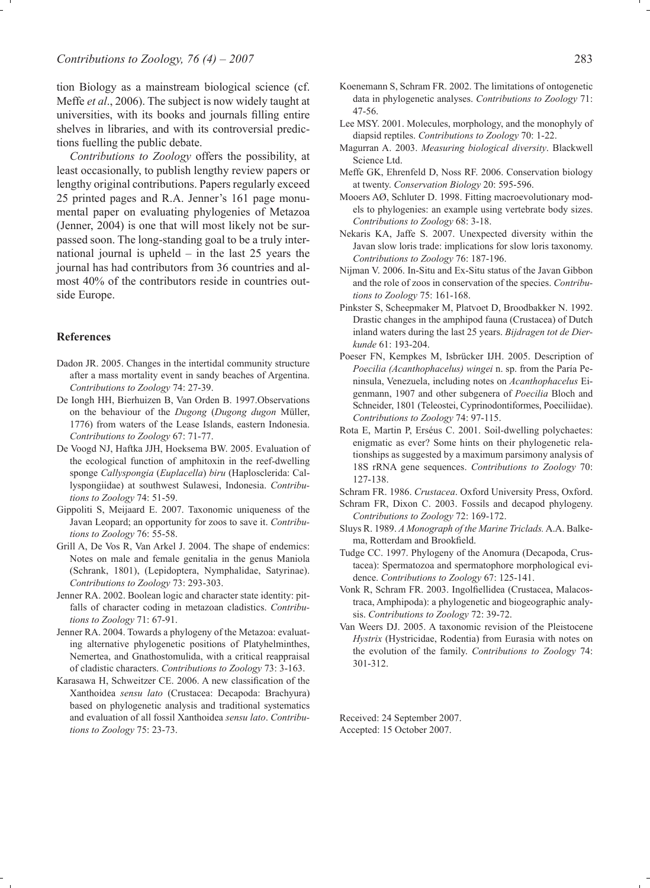tion Biology as a mainstream biological science (cf. Meffe *et al*., 2006). The subject is now widely taught at universities, with its books and journals filling entire shelves in libraries, and with its controversial predictions fuelling the public debate.

*Contributions to Zoology* offers the possibility, at least occasionally, to publish lengthy review papers or lengthy original contributions. Papers regularly exceed 25 printed pages and R.A. Jenner's 161 page monumental paper on evaluating phylogenies of Metazoa (Jenner, 2004) is one that will most likely not be surpassed soon. The long-standing goal to be a truly international journal is upheld – in the last 25 years the journal has had contributors from 36 countries and almost 40% of the contributors reside in countries outside Europe.

## References

Dadon JR. 2005. Changes in the intertidal community structure after a mass mortality event in sandy beaches of Argentina. *Contributions to Zoology* 74: 27-39.

De Iongh HH, Bierhuizen B, Van Orden B. 1997.Observations on the behaviour of the *Dugong* (*Dugong dugon* Müller, 1776) from waters of the Lease Islands, eastern Indonesia. *Contributions to Zoology* 67: 71-77.

De Voogd NJ, Haftka JJH, Hoeksema BW. 2005. Evaluation of the ecological function of amphitoxin in the reef-dwelling sponge *Callyspongia* (*Euplacella*) *biru* (Haplosclerida: Callyspongiidae) at southwest Sulawesi, Indonesia. *Contributions to Zoology* 74: 51-59.

Gippoliti S, Meijaard E. 2007. Taxonomic uniqueness of the Javan Leopard; an opportunity for zoos to save it. *Contributions to Zoology* 76: 55-58.

Grill A, De Vos R, Van Arkel J. 2004. The shape of endemics: Notes on male and female genitalia in the genus Maniola (Schrank, 1801), (Lepidoptera, Nymphalidae, Satyrinae). *Contributions to Zoology* 73: 293-303.

Jenner RA. 2002. Boolean logic and character state identity: pitfalls of character coding in metazoan cladistics. *Contributions to Zoology* 71: 67-91.

Jenner RA. 2004. Towards a phylogeny of the Metazoa: evaluating alternative phylogenetic positions of Platyhelminthes, Nemertea, and Gnathostomulida, with a critical reappraisal of cladistic characters. *Contributions to Zoology* 73: 3-163.

Karasawa H, Schweitzer CE. 2006. A new classification of the Xanthoidea *sensu lato* (Crustacea: Decapoda: Brachyura) based on phylogenetic analysis and traditional systematics and evaluation of all fossil Xanthoidea *sensu lato*. *Contributions to Zoology* 75: 23-73.

Koenemann S, Schram FR. 2002. The limitations of ontogenetic data in phylogenetic analyses. *Contributions to Zoology* 71: 47-56.

Lee MSY. 2001. Molecules, morphology, and the monophyly of diapsid reptiles. *Contributions to Zoology* 70: 1-22.

Magurran A. 2003. *Measuring biological diversity*. Blackwell Science Ltd.

Meffe GK, Ehrenfeld D, Noss RF. 2006. Conservation biology at twenty. *Conservation Biology* 20: 595-596.

Mooers AØ, Schluter D. 1998. Fitting macroevolutionary models to phylogenies: an example using vertebrate body sizes. *Contributions to Zoology* 68: 3-18.

Nekaris KA, Jaffe S. 2007. Unexpected diversity within the Javan slow loris trade: implications for slow loris taxonomy. *Contributions to Zoology* 76: 187-196.

Nijman V. 2006. In-Situ and Ex-Situ status of the Javan Gibbon and the role of zoos in conservation of the species. *Contributions to Zoology* 75: 161-168.

Pinkster S, Scheepmaker M, Platvoet D, Broodbakker N. 1992. Drastic changes in the amphipod fauna (Crustacea) of Dutch inland waters during the last 25 years. *Bijdragen tot de Dierkunde* 61: 193-204.

Poeser FN, Kempkes M, Isbrücker IJH. 2005. Description of *Poecilia (Acanthophacelus) wingei* n. sp. from the Paría Peninsula, Venezuela, including notes on *Acanthophacelus* Eigenmann, 1907 and other subgenera of *Poecilia* Bloch and Schneider, 1801 (Teleostei, Cyprinodontiformes, Poeciliidae). *Contributions to Zoology* 74: 97-115.

Rota E, Martin P, Erséus C. 2001. Soil-dwelling polychaetes: enigmatic as ever? Some hints on their phylogenetic relationships as suggested by a maximum parsimony analysis of 18S rRNA gene sequences. *Contributions to Zoology* 70: 127-138.

Schram FR. 1986. *Crustacea*. Oxford University Press, Oxford.

Schram FR, Dixon C. 2003. Fossils and decapod phylogeny. *Contributions to Zoology* 72: 169-172.

Sluys R. 1989. *A Monograph of the Marine Triclads.* A.A. Balkema, Rotterdam and Brookfield.

Tudge CC. 1997. Phylogeny of the Anomura (Decapoda, Crustacea): Spermatozoa and spermatophore morphological evidence. *Contributions to Zoology* 67: 125-141.

Vonk R, Schram FR. 2003. Ingolfiellidea (Crustacea, Malacostraca, Amphipoda): a phylogenetic and biogeographic analysis. *Contributions to Zoology* 72: 39-72.

Van Weers DJ. 2005. A taxonomic revision of the Pleistocene *Hystrix* (Hystricidae, Rodentia) from Eurasia with notes on the evolution of the family. *Contributions to Zoology* 74: 301-312.

Received: 24 September 2007.
Accepted: 15 October 2007.